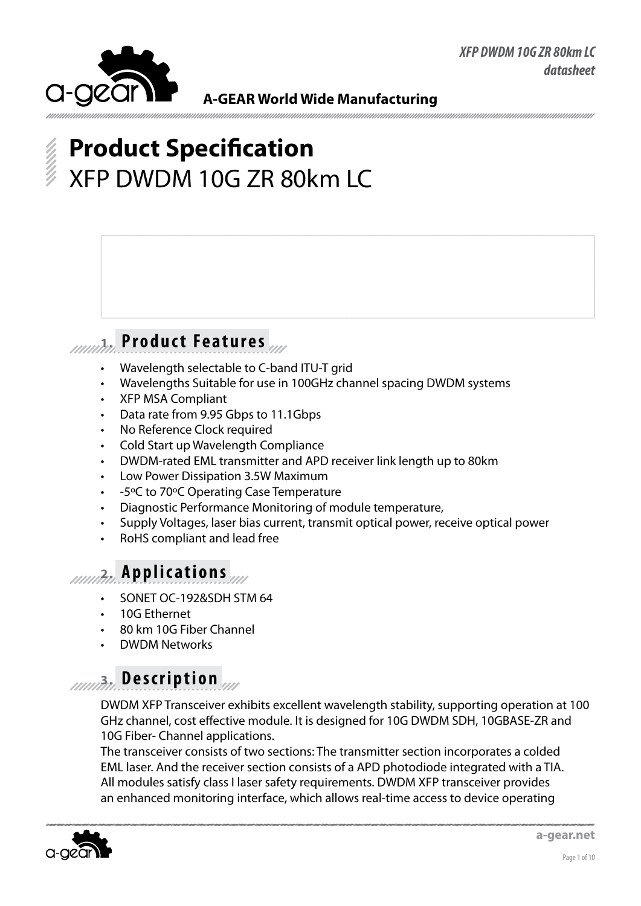**A-GEAR World Wide Manufacturing**

# Product Specification

XFP DWDM 10G ZR 80km LC

## 1. Product Features

- Wavelength selectable to C-band ITU-T grid
- Wavelengths Suitable for use in 100GHz channel spacing DWDM systems
- XFP MSA Compliant
- Data rate from 9.95 Gbps to 11.1Gbps
- No Reference Clock required
- Cold Start up Wavelength Compliance
- DWDM-rated EML transmitter and APD receiver link length up to 80km
- Low Power Dissipation 3.5W Maximum
- -5ºC to 70ºC Operating Case Temperature
- Diagnostic Performance Monitoring of module temperature,
- Supply Voltages, laser bias current, transmit optical power, receive optical power
- RoHS compliant and lead free

## 2. Applications

- SONET OC-192&SDH STM 64
- 10G Ethernet
- 80 km 10G Fiber Channel
- DWDM Networks

## 3. Description

DWDM XFP Transceiver exhibits excellent wavelength stability, supporting operation at 100 GHz channel, cost effective module. It is designed for 10G DWDM SDH, 10GBASE-ZR and 10G Fiber- Channel applications.

The transceiver consists of two sections: The transmitter section incorporates a colded EML laser. And the receiver section consists of a APD photodiode integrated with a TIA. All modules satisfy class I laser safety requirements. DWDM XFP transceiver provides an enhanced monitoring interface, which allows real-time access to device operating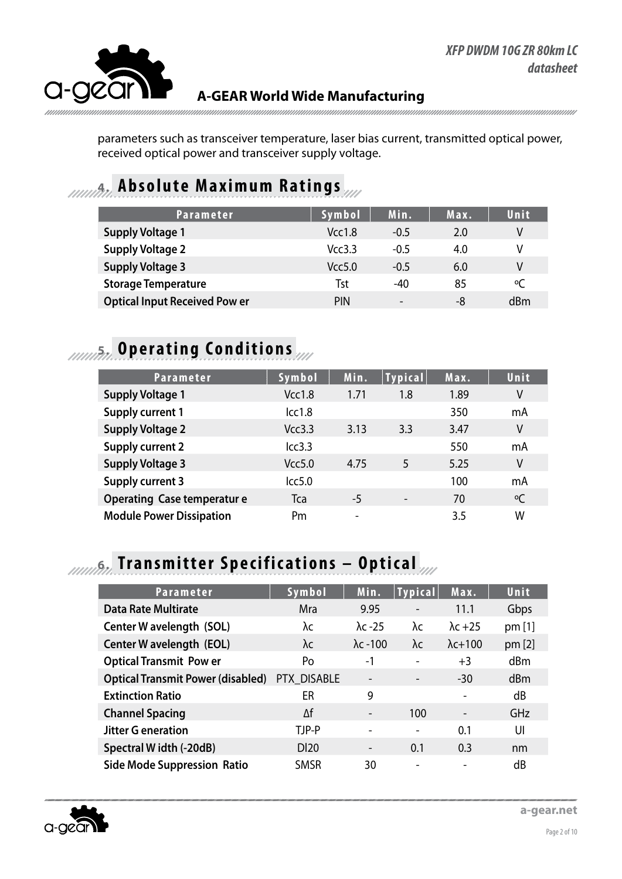parameters such as transceiver temperature, laser bias current, transmitted optical power, received optical power and transceiver supply voltage.

## 4. Absolute Maximum Ratings

| Parameter | Symbol | Min. | Max. | Unit |
|---|---|---|---|---|
| **Supply Voltage 1** | Vcc1.8 | -0.5 | 2.0 | V |
| **Supply Voltage 2** | Vcc3.3 | -0.5 | 4.0 | V |
| **Supply Voltage 3** | Vcc5.0 | -0.5 | 6.0 | V |
| **Storage Temperature** | Tst | -40 | 85 | ºC |
| **Optical Input Received Pow er** | PIN | - | -8 | dBm |

## 5. Operating Conditions

| Parameter | Symbol | Min. | Typical | Max. | Unit |
|---|---|---|---|---|---|
| **Supply Voltage 1** | Vcc1.8 | 1.71 | 1.8 | 1.89 | V |
| **Supply current 1** | Icc1.8 | | | 350 | mA |
| **Supply Voltage 2** | Vcc3.3 | 3.13 | 3.3 | 3.47 | V |
| **Supply current 2** | Icc3.3 | | | 550 | mA |
| **Supply Voltage 3** | Vcc5.0 | 4.75 | 5 | 5.25 | V |
| **Supply current 3** | Icc5.0 | | | 100 | mA |
| **Operating Case temperatur e** | Tca | -5 | - | 70 | ºC |
| **Module Power Dissipation** | Pm | - | | 3.5 | W |

## 6. Transmitter Specifications – Optical

| Parameter | Symbol | Min. | Typical | Max. | Unit |
|---|---|---|---|---|---|
| **Data Rate Multirate** | Mra | 9.95 | - | 11.1 | Gbps |
| **Center W avelength (SOL)** | λc | λc -25 | λc | λc +25 | pm [1] |
| **Center W avelength (EOL)** | λc | λc -100 | λc | λc+100 | pm [2] |
| **Optical Transmit Pow er** | Po | -1 | - | +3 | dBm |
| **Optical Transmit Power (disabled)** | PTX_DISABLE | - | - | -30 | dBm |
| **Extinction Ratio** | ER | 9 | | - | dB |
| **Channel Spacing** | Δf | - | 100 | - | GHz |
| **Jitter G eneration** | TJP-P | - | - | 0.1 | UI |
| **Spectral W idth (-20dB)** | Dl20 | - | 0.1 | 0.3 | nm |
| **Side Mode Suppression Ratio** | SMSR | 30 | - | - | dB |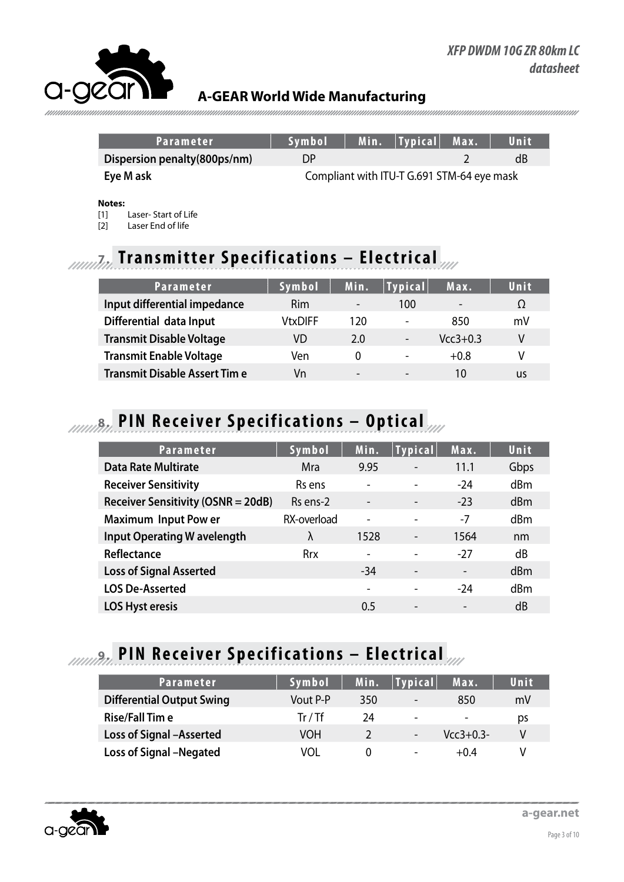| Parameter | Symbol | Min. | Typical | Max. | Unit |
|---|---|---|---|---|---|
| **Dispersion penalty(800ps/nm)** | DP | | | 2 | dB |
| **Eye M ask** | Compliant with ITU-T G.691 STM-64 eye mask | | | | |

**Notes:**

[1] Laser- Start of Life

[2] Laser End of life

## 7. Transmitter Specifications – Electrical

| Parameter | Symbol | Min. | Typical | Max. | Unit |
|---|---|---|---|---|---|
| **Input differential impedance** | Rim | - | 100 | - | Ω |
| **Differential data Input** | VtxDIFF | 120 | - | 850 | mV |
| **Transmit Disable Voltage** | VD | 2.0 | - | Vcc3+0.3 | V |
| **Transmit Enable Voltage** | Ven | 0 | - | +0.8 | V |
| **Transmit Disable Assert Tim e** | Vn | - | - | 10 | us |

## 8. PIN Receiver Specifications – Optical

| Parameter | Symbol | Min. | Typical | Max. | Unit |
|---|---|---|---|---|---|
| **Data Rate Multirate** | Mra | 9.95 | - | 11.1 | Gbps |
| **Receiver Sensitivity** | Rs ens | - | - | -24 | dBm |
| **Receiver Sensitivity (OSNR = 20dB)** | Rs ens-2 | - | - | -23 | dBm |
| **Maximum Input Pow er** | RX-overload | - | - | -7 | dBm |
| **Input Operating W avelength** | λ | 1528 | - | 1564 | nm |
| **Reflectance** | Rrx | - | - | -27 | dB |
| **Loss of Signal Asserted** | | -34 | - | - | dBm |
| **LOS De-Asserted** | | - | - | -24 | dBm |
| **LOS Hyst eresis** | | 0.5 | - | - | dB |

## 9. PIN Receiver Specifications – Electrical

| Parameter | Symbol | Min. | Typical | Max. | Unit |
|---|---|---|---|---|---|
| **Differential Output Swing** | Vout P-P | 350 | - | 850 | mV |
| **Rise/Fall Tim e** | Tr / Tf | 24 | - | - | ps |
| **Loss of Signal –Asserted** | VOH | 2 | - | Vcc3+0.3- | V |
| **Loss of Signal –Negated** | VOL | 0 | - | +0.4 | V |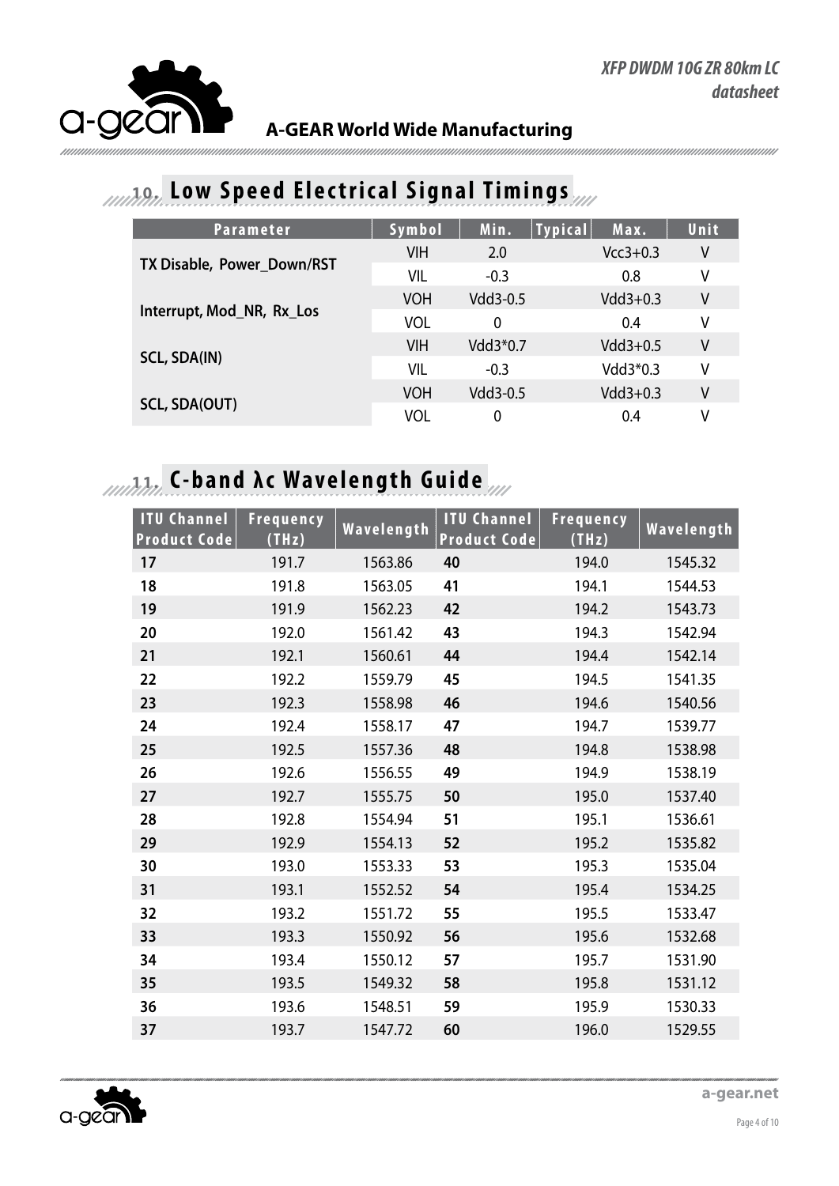## 10. Low Speed Electrical Signal Timings

| Parameter | Symbol | Min. | Typical | Max. | Unit |
|---|---|---|---|---|---|
| TX Disable, Power_Down/RST | VIH | 2.0 | | Vcc3+0.3 | V |
| | VIL | -0.3 | | 0.8 | V |
| Interrupt, Mod_NR, Rx_Los | VOH | Vdd3-0.5 | | Vdd3+0.3 | V |
| | VOL | 0 | | 0.4 | V |
| SCL, SDA(IN) | VIH | Vdd3*0.7 | | Vdd3+0.5 | V |
| | VIL | -0.3 | | Vdd3*0.3 | V |
| SCL, SDA(OUT) | VOH | Vdd3-0.5 | | Vdd3+0.3 | V |
| | VOL | 0 | | 0.4 | V |

## 11. C-band λc Wavelength Guide

| ITU Channel Product Code | Frequency (THz) | Wavelength | ITU Channel Product Code | Frequency (THz) | Wavelength |
|---|---|---|---|---|---|
| **17** | 191.7 | 1563.86 | **40** | 194.0 | 1545.32 |
| **18** | 191.8 | 1563.05 | **41** | 194.1 | 1544.53 |
| **19** | 191.9 | 1562.23 | **42** | 194.2 | 1543.73 |
| **20** | 192.0 | 1561.42 | **43** | 194.3 | 1542.94 |
| **21** | 192.1 | 1560.61 | **44** | 194.4 | 1542.14 |
| **22** | 192.2 | 1559.79 | **45** | 194.5 | 1541.35 |
| **23** | 192.3 | 1558.98 | **46** | 194.6 | 1540.56 |
| **24** | 192.4 | 1558.17 | **47** | 194.7 | 1539.77 |
| **25** | 192.5 | 1557.36 | **48** | 194.8 | 1538.98 |
| **26** | 192.6 | 1556.55 | **49** | 194.9 | 1538.19 |
| **27** | 192.7 | 1555.75 | **50** | 195.0 | 1537.40 |
| **28** | 192.8 | 1554.94 | **51** | 195.1 | 1536.61 |
| **29** | 192.9 | 1554.13 | **52** | 195.2 | 1535.82 |
| **30** | 193.0 | 1553.33 | **53** | 195.3 | 1535.04 |
| **31** | 193.1 | 1552.52 | **54** | 195.4 | 1534.25 |
| **32** | 193.2 | 1551.72 | **55** | 195.5 | 1533.47 |
| **33** | 193.3 | 1550.92 | **56** | 195.6 | 1532.68 |
| **34** | 193.4 | 1550.12 | **57** | 195.7 | 1531.90 |
| **35** | 193.5 | 1549.32 | **58** | 195.8 | 1531.12 |
| **36** | 193.6 | 1548.51 | **59** | 195.9 | 1530.33 |
| **37** | 193.7 | 1547.72 | **60** | 196.0 | 1529.55 |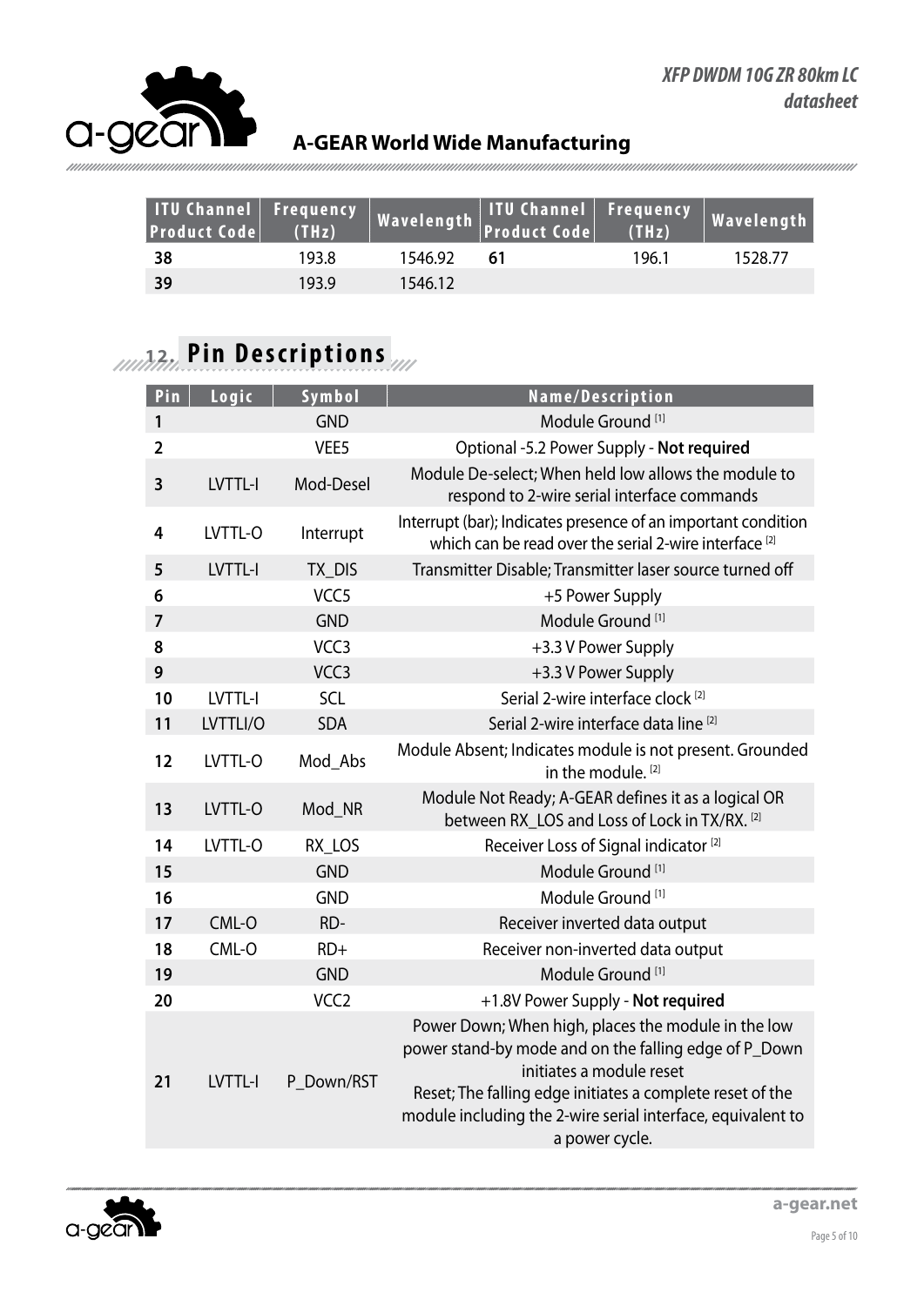| ITU Channel Product Code | Frequency (THz) | Wavelength | ITU Channel Product Code | Frequency (THz) | Wavelength |
|---|---|---|---|---|---|
| **38** | 193.8 | 1546.92 | **61** | 196.1 | 1528.77 |
| **39** | 193.9 | 1546.12 | | | |

## 12. Pin Descriptions

| Pin | Logic | Symbol | Name/Description |
|---|---|---|---|
| **1** | | GND | Module Ground [1] |
| **2** | | VEE5 | Optional -5.2 Power Supply - **Not required** |
| **3** | LVTTL-I | Mod-Desel | Module De-select; When held low allows the module to respond to 2-wire serial interface commands |
| **4** | LVTTL-O | Interrupt | Interrupt (bar); Indicates presence of an important condition which can be read over the serial 2-wire interface [2] |
| **5** | LVTTL-I | TX_DIS | Transmitter Disable; Transmitter laser source turned off |
| **6** | | VCC5 | +5 Power Supply |
| **7** | | GND | Module Ground [1] |
| **8** | | VCC3 | +3.3 V Power Supply |
| **9** | | VCC3 | +3.3 V Power Supply |
| **10** | LVTTL-I | SCL | Serial 2-wire interface clock [2] |
| **11** | LVTTLI/O | SDA | Serial 2-wire interface data line [2] |
| **12** | LVTTL-O | Mod_Abs | Module Absent; Indicates module is not present. Grounded in the module. [2] |
| **13** | LVTTL-O | Mod_NR | Module Not Ready; A-GEAR defines it as a logical OR between RX_LOS and Loss of Lock in TX/RX. [2] |
| **14** | LVTTL-O | RX_LOS | Receiver Loss of Signal indicator [2] |
| **15** | | GND | Module Ground [1] |
| **16** | | GND | Module Ground [1] |
| **17** | CML-O | RD- | Receiver inverted data output |
| **18** | CML-O | RD+ | Receiver non-inverted data output |
| **19** | | GND | Module Ground [1] |
| **20** | | VCC2 | +1.8V Power Supply - **Not required** |
| **21** | LVTTL-I | P_Down/RST | Power Down; When high, places the module in the low power stand-by mode and on the falling edge of P_Down initiates a module reset<br>Reset; The falling edge initiates a complete reset of the module including the 2-wire serial interface, equivalent to a power cycle. |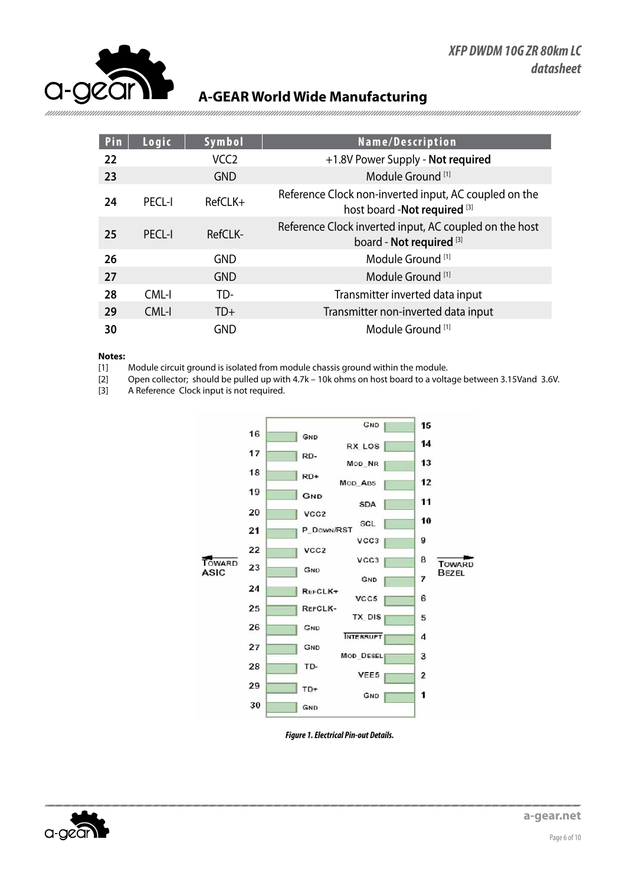| Pin | Logic | Symbol | Name/Description |
|---|---|---|---|
| 22 | | VCC2 | +1.8V Power Supply - **Not required** |
| 23 | | GND | Module Ground [1] |
| 24 | PECL-I | RefCLK+ | Reference Clock non-inverted input, AC coupled on the host board -**Not required** [3] |
| 25 | PECL-I | RefCLK- | Reference Clock inverted input, AC coupled on the host board - **Not required** [3] |
| 26 | | GND | Module Ground [1] |
| 27 | | GND | Module Ground [1] |
| 28 | CML-I | TD- | Transmitter inverted data input |
| 29 | CML-I | TD+ | Transmitter non-inverted data input |
| 30 | | GND | Module Ground [1] |

**Notes:**

[1] Module circuit ground is isolated from module chassis ground within the module.

[2] Open collector; should be pulled up with 4.7k – 10k ohms on host board to a voltage between 3.15Vand 3.6V.

[3] A Reference Clock input is not required.

*Figure 1. Electrical Pin-out Details.*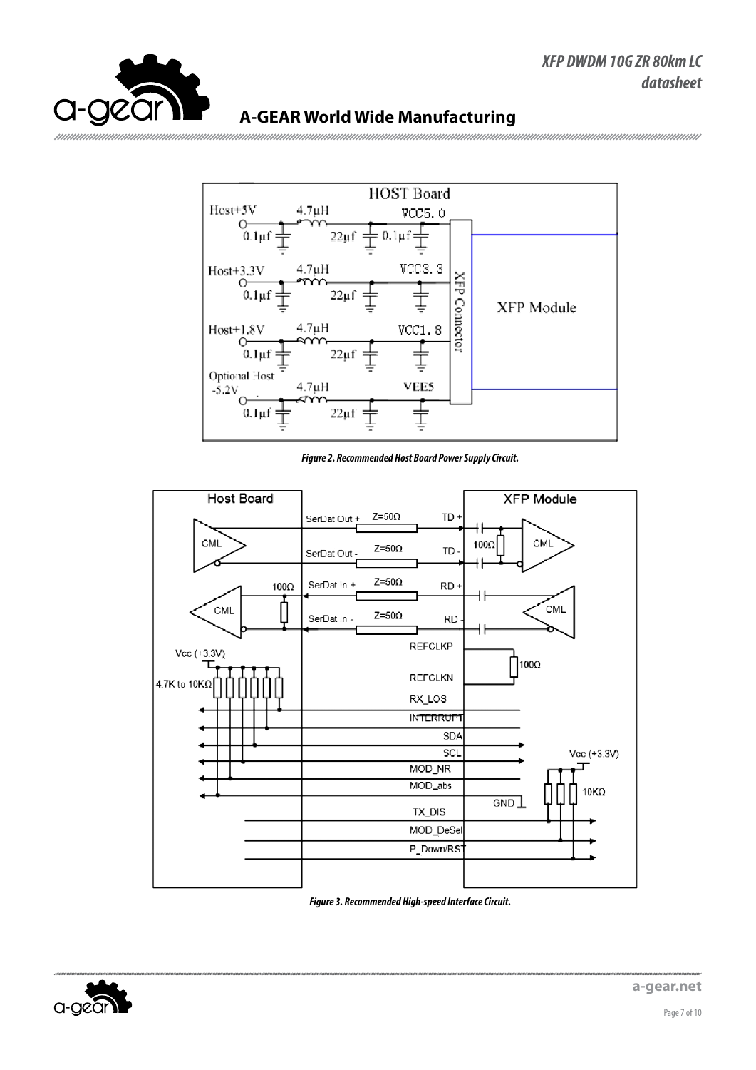*Figure 2. Recommended Host Board Power Supply Circuit.*

*Figure 3. Recommended High-speed Interface Circuit.*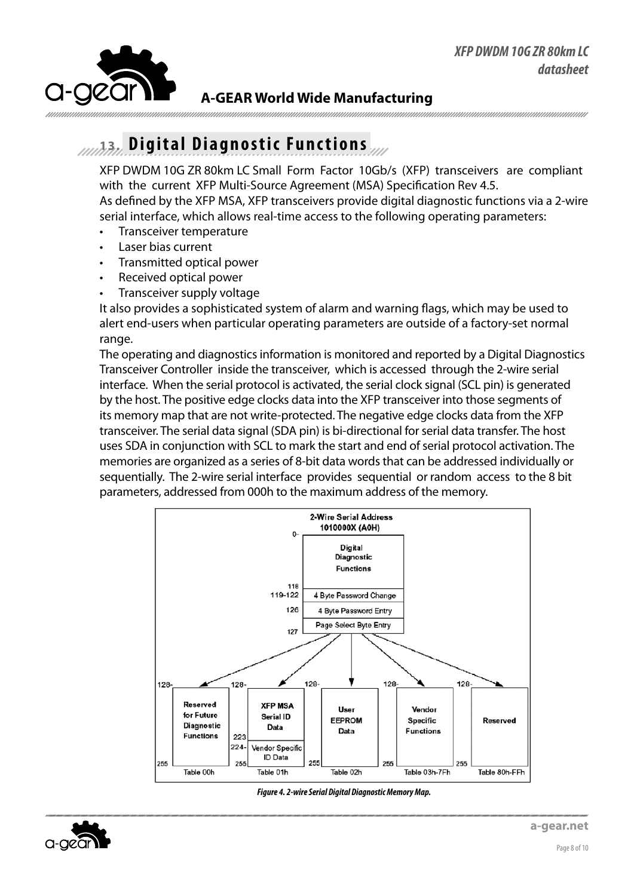## 13. Digital Diagnostic Functions

XFP DWDM 10G ZR 80km LC Small Form Factor 10Gb/s (XFP) transceivers are compliant with the current XFP Multi-Source Agreement (MSA) Specification Rev 4.5.
As defined by the XFP MSA, XFP transceivers provide digital diagnostic functions via a 2-wire serial interface, which allows real-time access to the following operating parameters:

- Transceiver temperature
- Laser bias current
- Transmitted optical power
- Received optical power
- Transceiver supply voltage

It also provides a sophisticated system of alarm and warning flags, which may be used to alert end-users when particular operating parameters are outside of a factory-set normal range.
The operating and diagnostics information is monitored and reported by a Digital Diagnostics Transceiver Controller inside the transceiver, which is accessed through the 2-wire serial interface. When the serial protocol is activated, the serial clock signal (SCL pin) is generated by the host. The positive edge clocks data into the XFP transceiver into those segments of its memory map that are not write-protected. The negative edge clocks data from the XFP transceiver. The serial data signal (SDA pin) is bi-directional for serial data transfer. The host uses SDA in conjunction with SCL to mark the start and end of serial protocol activation. The memories are organized as a series of 8-bit data words that can be addressed individually or sequentially. The 2-wire serial interface provides sequential or random access to the 8 bit parameters, addressed from 000h to the maximum address of the memory.

*Figure 4. 2-wire Serial Digital Diagnostic Memory Map.*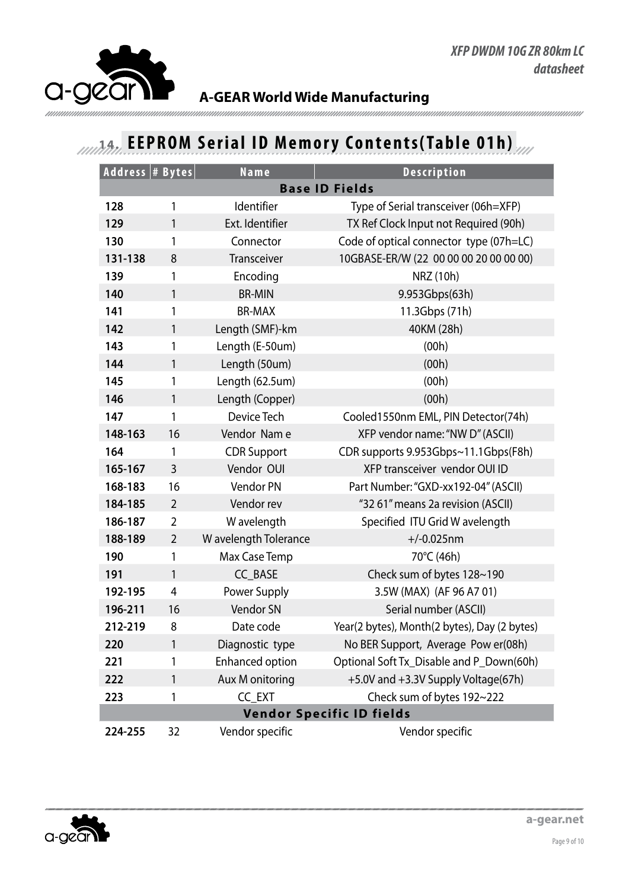## 14. EEPROM Serial ID Memory Contents(Table 01h)

| Address | # Bytes | Name | Description |
|---|---|---|---|
| **Base ID Fields** | | | |
| 128 | 1 | Identifier | Type of Serial transceiver (06h=XFP) |
| 129 | 1 | Ext. Identifier | TX Ref Clock Input not Required (90h) |
| 130 | 1 | Connector | Code of optical connector type (07h=LC) |
| 131-138 | 8 | Transceiver | 10GBASE-ER/W (22 00 00 00 20 00 00 00) |
| 139 | 1 | Encoding | NRZ (10h) |
| 140 | 1 | BR-MIN | 9.953Gbps(63h) |
| 141 | 1 | BR-MAX | 11.3Gbps (71h) |
| 142 | 1 | Length (SMF)-km | 40KM (28h) |
| 143 | 1 | Length (E-50um) | (00h) |
| 144 | 1 | Length (50um) | (00h) |
| 145 | 1 | Length (62.5um) | (00h) |
| 146 | 1 | Length (Copper) | (00h) |
| 147 | 1 | Device Tech | Cooled1550nm EML, PIN Detector(74h) |
| 148-163 | 16 | Vendor Name | XFP vendor name: "NW D" (ASCII) |
| 164 | 1 | CDR Support | CDR supports 9.953Gbps~11.1Gbps(F8h) |
| 165-167 | 3 | Vendor OUI | XFP transceiver vendor OUI ID |
| 168-183 | 16 | Vendor PN | Part Number: "GXD-xx192-04" (ASCII) |
| 184-185 | 2 | Vendor rev | "32 61" means 2a revision (ASCII) |
| 186-187 | 2 | Wavelength | Specified ITU Grid Wavelength |
| 188-189 | 2 | Wavelength Tolerance | +/-0.025nm |
| 190 | 1 | Max Case Temp | 70°C (46h) |
| 191 | 1 | CC_BASE | Check sum of bytes 128~190 |
| 192-195 | 4 | Power Supply | 3.5W (MAX) (AF 96 A7 01) |
| 196-211 | 16 | Vendor SN | Serial number (ASCII) |
| 212-219 | 8 | Date code | Year(2 bytes), Month(2 bytes), Day (2 bytes) |
| 220 | 1 | Diagnostic type | No BER Support, Average Power(08h) |
| 221 | 1 | Enhanced option | Optional Soft Tx_Disable and P_Down(60h) |
| 222 | 1 | Aux Monitoring | +5.0V and +3.3V Supply Voltage(67h) |
| 223 | 1 | CC_EXT | Check sum of bytes 192~222 |
| **Vendor Specific ID fields** | | | |
| 224-255 | 32 | Vendor specific | Vendor specific |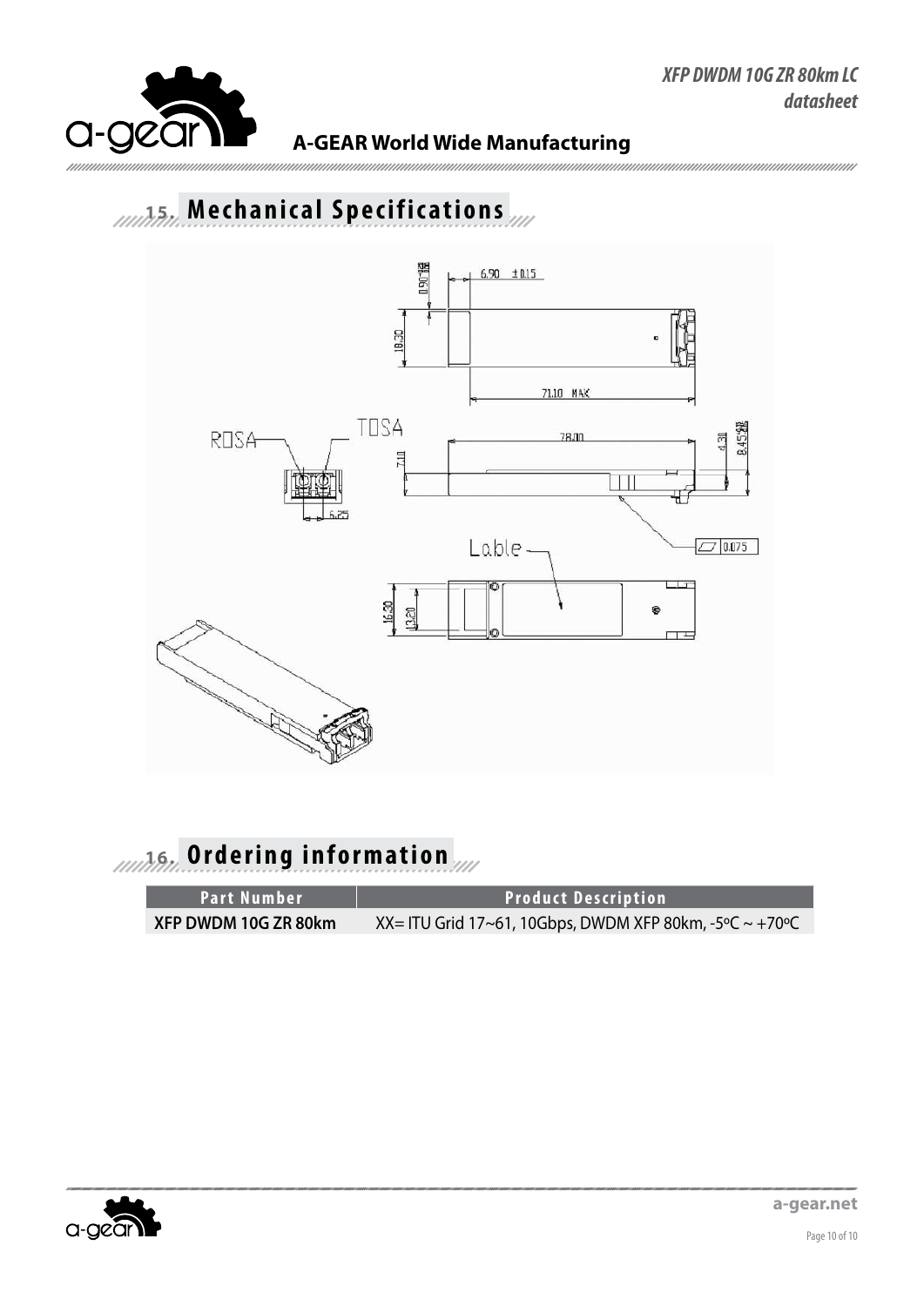## 15. Mechanical Specifications

0.90
6.90 ±0.15
18.30
71.10 MAX
ROSA
TOSA
78.00
7.10
4.31
8.45
6.25
Lable
0.075
16.30
13.20

## 16. Ordering information

| Part Number | Product Description |
|---|---|
| **XFP DWDM 10G ZR 80km** | XX= ITU Grid 17~61, 10Gbps, DWDM XFP 80km, -5ºC ~ +70ºC |